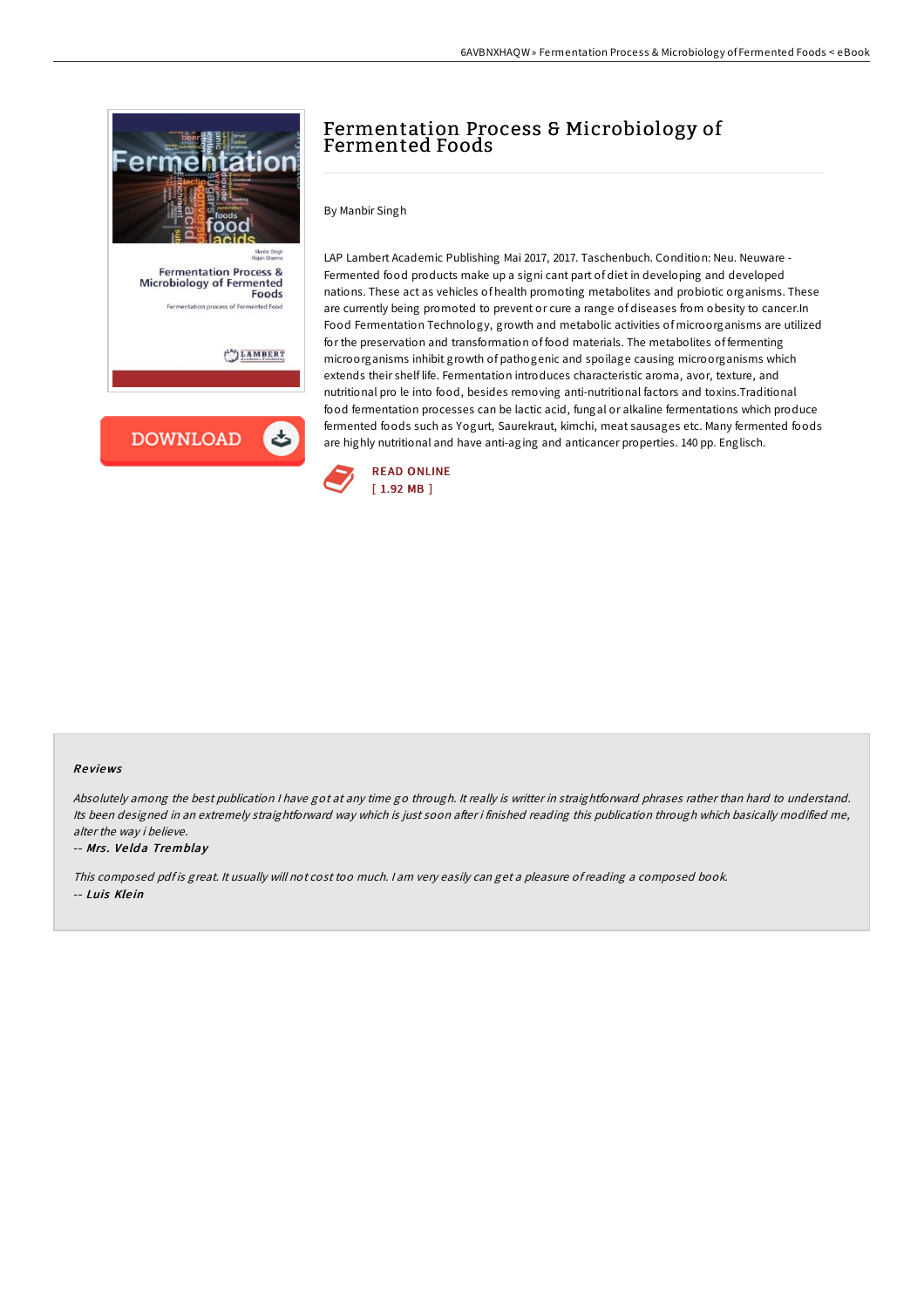# Fermentation Process & Microbiology of Fermented Foods

By Manbir Singh

LAP Lambert Academic Publishing Mai 2017, 2017. Taschenbuch. Condition: Neu. Neuware - Fermented food products make up a signi cant part of diet in developing and developed nations. These act as vehicles of health promoting metabolites and probiotic organisms. These are currently being promoted to prevent or cure a range of diseases from obesity to cancer.In Food Fermentation Technology, growth and metabolic activities of microorganisms are utilized for the preservation and transformation of food materials. The metabolites of fermenting microorganisms inhibit growth of pathogenic and spoilage causing microorganisms which extends their shelf life. Fermentation introduces characteristic aroma, avor, texture, and nutritional pro le into food, besides removing anti-nutritional factors and toxins.Traditional food fermentation processes can be lactic acid, fungal or alkaline fermentations which produce fermented foods such as Yogurt, Saurekraut, kimchi, meat sausages etc. Many fermented foods are highly nutritional and have anti-aging and anticancer properties. 140 pp. Englisch.

READ ONLINE
[ 1.92 MB ]

## Reviews

*Absolutely among the best publication I have got at any time go through. It really is writter in straightforward phrases rather than hard to understand. Its been designed in an extremely straightforward way which is just soon after i finished reading this publication through which basically modified me, alter the way i believe.*

-- ***Mrs. Velda Tremblay***

*This composed pdf is great. It usually will not cost too much. I am very easily can get a pleasure of reading a composed book.*

-- ***Luis Klein***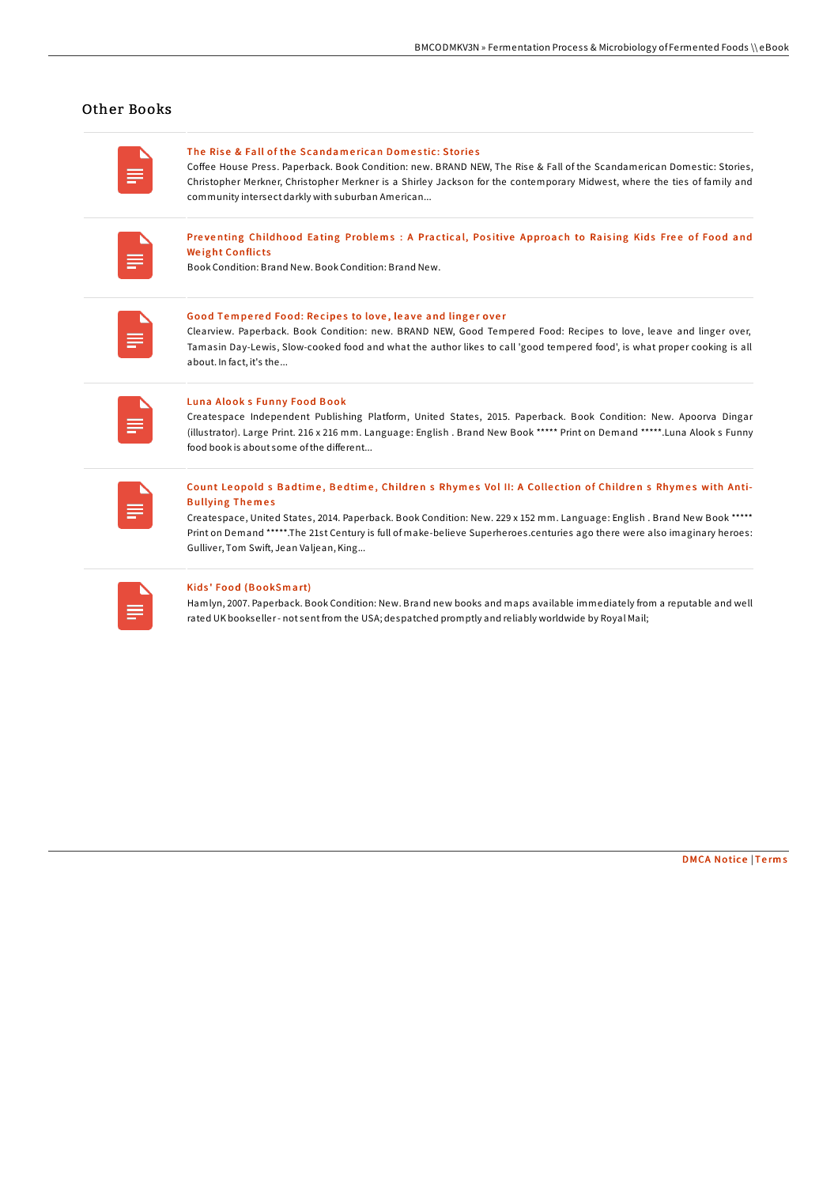## Other Books

### The Rise & Fall of the Scandamerican Domestic: Stories

Coffee House Press. Paperback. Book Condition: new. BRAND NEW, The Rise & Fall of the Scandamerican Domestic: Stories, Christopher Merkner, Christopher Merkner is a Shirley Jackson for the contemporary Midwest, where the ties of family and community intersect darkly with suburban American...

### Preventing Childhood Eating Problems : A Practical, Positive Approach to Raising Kids Free of Food and Weight Conflicts

Book Condition: Brand New. Book Condition: Brand New.

### Good Tempered Food: Recipes to love, leave and linger over

Clearview. Paperback. Book Condition: new. BRAND NEW, Good Tempered Food: Recipes to love, leave and linger over, Tamasin Day-Lewis, Slow-cooked food and what the author likes to call 'good tempered food', is what proper cooking is all about. In fact, it's the...

### Luna Alook s Funny Food Book

Createspace Independent Publishing Platform, United States, 2015. Paperback. Book Condition: New. Apoorva Dingar (illustrator). Large Print. 216 x 216 mm. Language: English . Brand New Book ***** Print on Demand *****.Luna Alook s Funny food book is about some of the different...

### Count Leopold s Badtime, Bedtime, Children s Rhymes Vol II: A Collection of Children s Rhymes with Anti-Bullying Themes

Createspace, United States, 2014. Paperback. Book Condition: New. 229 x 152 mm. Language: English . Brand New Book ***** Print on Demand *****.The 21st Century is full of make-believe Superheroes.centuries ago there were also imaginary heroes: Gulliver, Tom Swift, Jean Valjean, King...

### Kids' Food (BookSmart)

Hamlyn, 2007. Paperback. Book Condition: New. Brand new books and maps available immediately from a reputable and well rated UK bookseller - not sent from the USA; despatched promptly and reliably worldwide by Royal Mail;